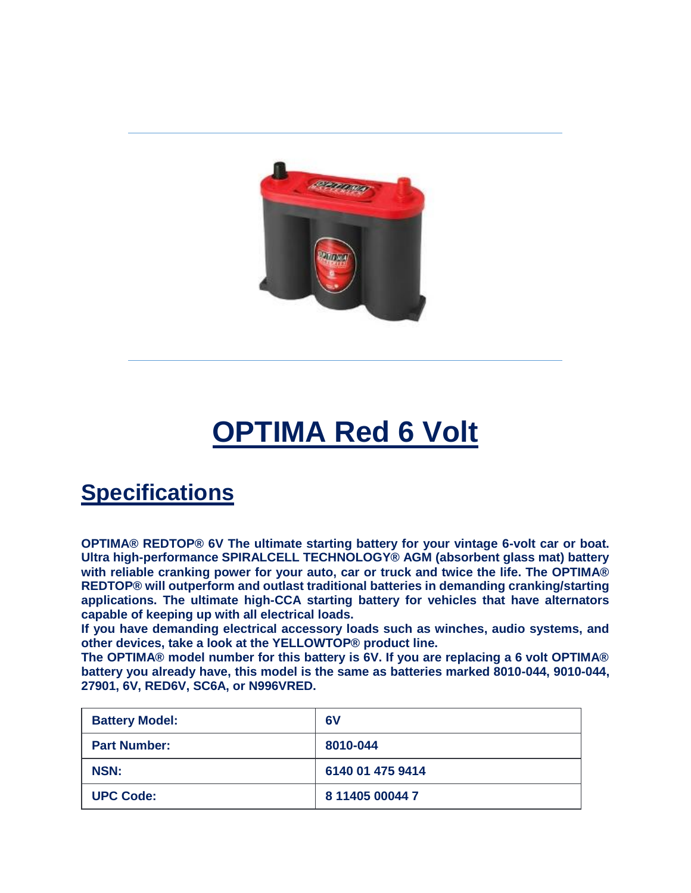# OPTIMA Red 6 Volt

## Specifications

**OPTIMA® REDTOP® 6V The ultimate starting battery for your vintage 6-volt car or boat. Ultra high-performance SPIRALCELL TECHNOLOGY® AGM (absorbent glass mat) battery with reliable cranking power for your auto, car or truck and twice the life. The OPTIMA® REDTOP® will outperform and outlast traditional batteries in demanding cranking/starting applications. The ultimate high-CCA starting battery for vehicles that have alternators capable of keeping up with all electrical loads.**
**If you have demanding electrical accessory loads such as winches, audio systems, and other devices, take a look at the YELLOWTOP® product line.**
**The OPTIMA® model number for this battery is 6V. If you are replacing a 6 volt OPTIMA® battery you already have, this model is the same as batteries marked 8010-044, 9010-044, 27901, 6V, RED6V, SC6A, or N996VRED.**

| | |
|---|---|
| **Battery Model:** | **6V** |
| **Part Number:** | **8010-044** |
| **NSN:** | **6140 01 475 9414** |
| **UPC Code:** | **8 11405 00044 7** |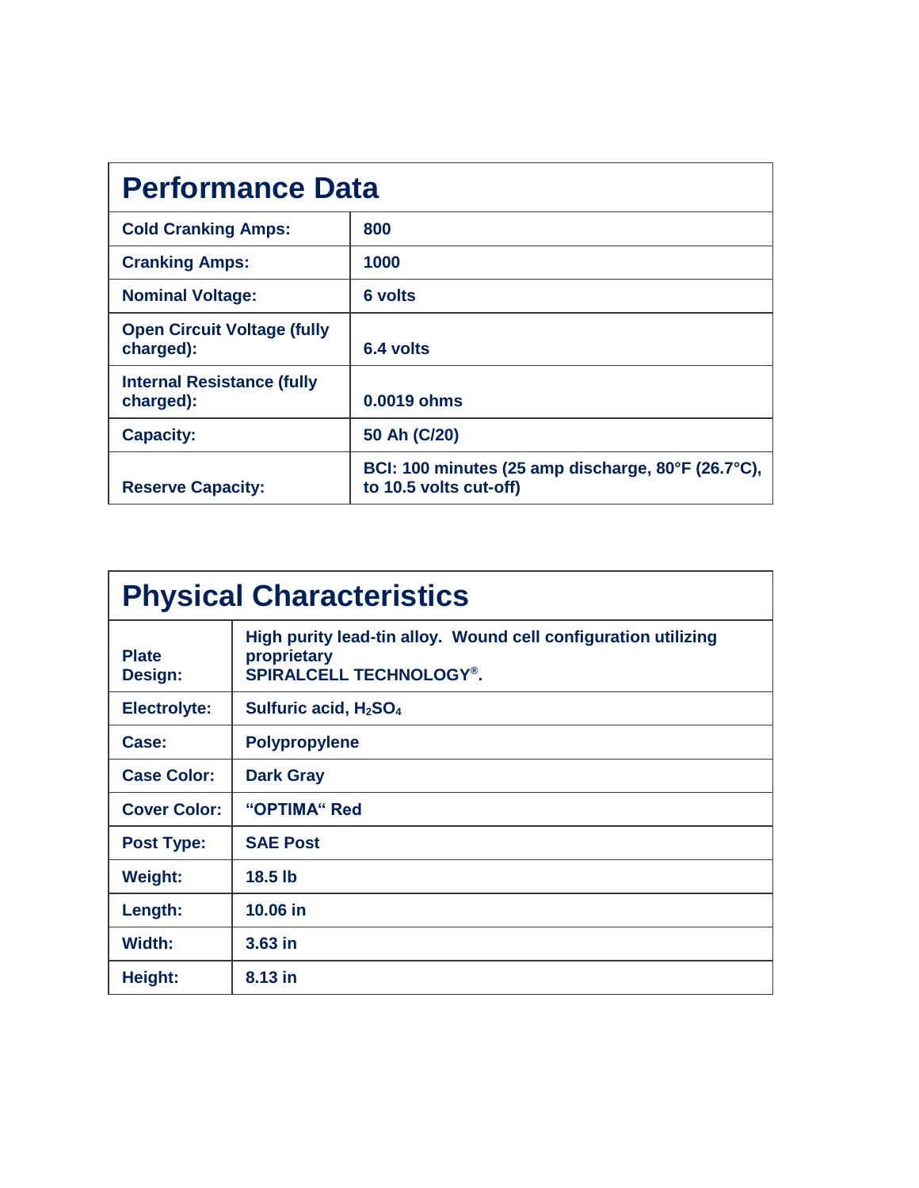| Performance Data | |
|---|---|
| **Cold Cranking Amps:** | **800** |
| **Cranking Amps:** | **1000** |
| **Nominal Voltage:** | **6 volts** |
| **Open Circuit Voltage (fully charged):** | **6.4 volts** |
| **Internal Resistance (fully charged):** | **0.0019 ohms** |
| **Capacity:** | **50 Ah (C/20)** |
| **Reserve Capacity:** | **BCI: 100 minutes (25 amp discharge, 80°F (26.7°C), to 10.5 volts cut-off)** |

| Physical Characteristics | |
|---|---|
| **Plate Design:** | **High purity lead-tin alloy. Wound cell configuration utilizing proprietary SPIRALCELL TECHNOLOGY®.** |
| **Electrolyte:** | **Sulfuric acid, $H_2SO_4$** |
| **Case:** | **Polypropylene** |
| **Case Color:** | **Dark Gray** |
| **Cover Color:** | **"OPTIMA" Red** |
| **Post Type:** | **SAE Post** |
| **Weight:** | **18.5 lb** |
| **Length:** | **10.06 in** |
| **Width:** | **3.63 in** |
| **Height:** | **8.13 in** |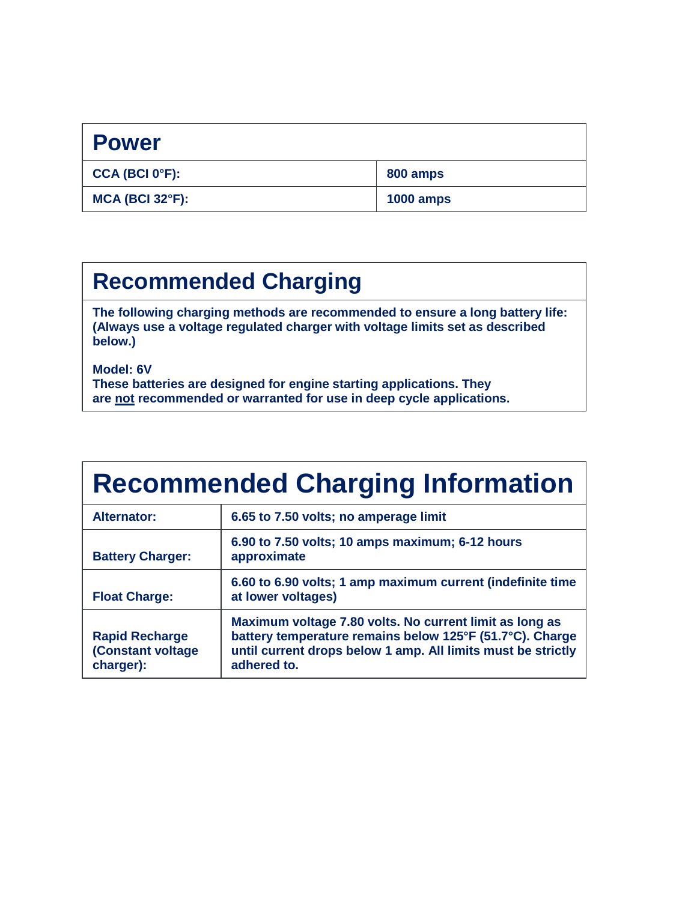## Power

| | |
|---|---|
| **CCA (BCI 0°F):** | **800 amps** |
| **MCA (BCI 32°F):** | **1000 amps** |

## Recommended Charging

**The following charging methods are recommended to ensure a long battery life: (Always use a voltage regulated charger with voltage limits set as described below.)**

**Model: 6V**
**These batteries are designed for engine starting applications. They are <u>not</u> recommended or warranted for use in deep cycle applications.**

## Recommended Charging Information

| | |
|---|---|
| **Alternator:** | **6.65 to 7.50 volts; no amperage limit** |
| **Battery Charger:** | **6.90 to 7.50 volts; 10 amps maximum; 6-12 hours approximate** |
| **Float Charge:** | **6.60 to 6.90 volts; 1 amp maximum current (indefinite time at lower voltages)** |
| **Rapid Recharge (Constant voltage charger):** | **Maximum voltage 7.80 volts. No current limit as long as battery temperature remains below 125°F (51.7°C). Charge until current drops below 1 amp. All limits must be strictly adhered to.** |